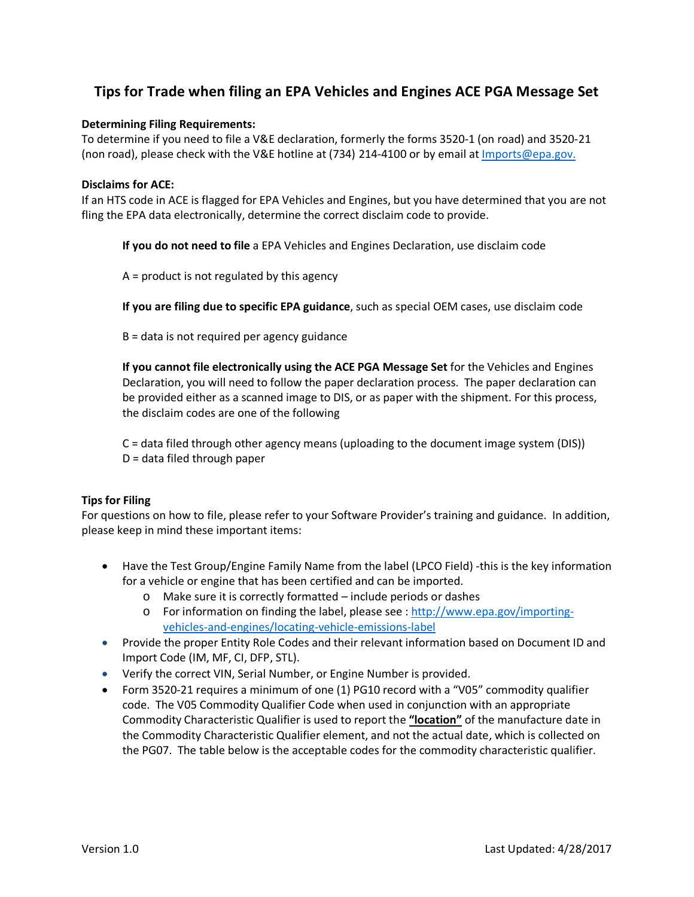# Tips for Trade when filing an EPA Vehicles and Engines ACE PGA Message Set

**Determining Filing Requirements:**
To determine if you need to file a V&E declaration, formerly the forms 3520-1 (on road) and 3520-21 (non road), please check with the V&E hotline at (734) 214-4100 or by email at Imports@epa.gov.

**Disclaims for ACE:**
If an HTS code in ACE is flagged for EPA Vehicles and Engines, but you have determined that you are not fling the EPA data electronically, determine the correct disclaim code to provide.

**If you do not need to file** a EPA Vehicles and Engines Declaration, use disclaim code

A = product is not regulated by this agency

**If you are filing due to specific EPA guidance**, such as special OEM cases, use disclaim code

B = data is not required per agency guidance

**If you cannot file electronically using the ACE PGA Message Set** for the Vehicles and Engines Declaration, you will need to follow the paper declaration process. The paper declaration can be provided either as a scanned image to DIS, or as paper with the shipment. For this process, the disclaim codes are one of the following

C = data filed through other agency means (uploading to the document image system (DIS))
D = data filed through paper

**Tips for Filing**
For questions on how to file, please refer to your Software Provider's training and guidance. In addition, please keep in mind these important items:

- Have the Test Group/Engine Family Name from the label (LPCO Field) -this is the key information for a vehicle or engine that has been certified and can be imported.
  - Make sure it is correctly formatted – include periods or dashes
  - For information on finding the label, please see : http://www.epa.gov/importing-vehicles-and-engines/locating-vehicle-emissions-label
- Provide the proper Entity Role Codes and their relevant information based on Document ID and Import Code (IM, MF, CI, DFP, STL).
- Verify the correct VIN, Serial Number, or Engine Number is provided.
- Form 3520-21 requires a minimum of one (1) PG10 record with a "V05" commodity qualifier code. The V05 Commodity Qualifier Code when used in conjunction with an appropriate Commodity Characteristic Qualifier is used to report the **"location"** of the manufacture date in the Commodity Characteristic Qualifier element, and not the actual date, which is collected on the PG07. The table below is the acceptable codes for the commodity characteristic qualifier.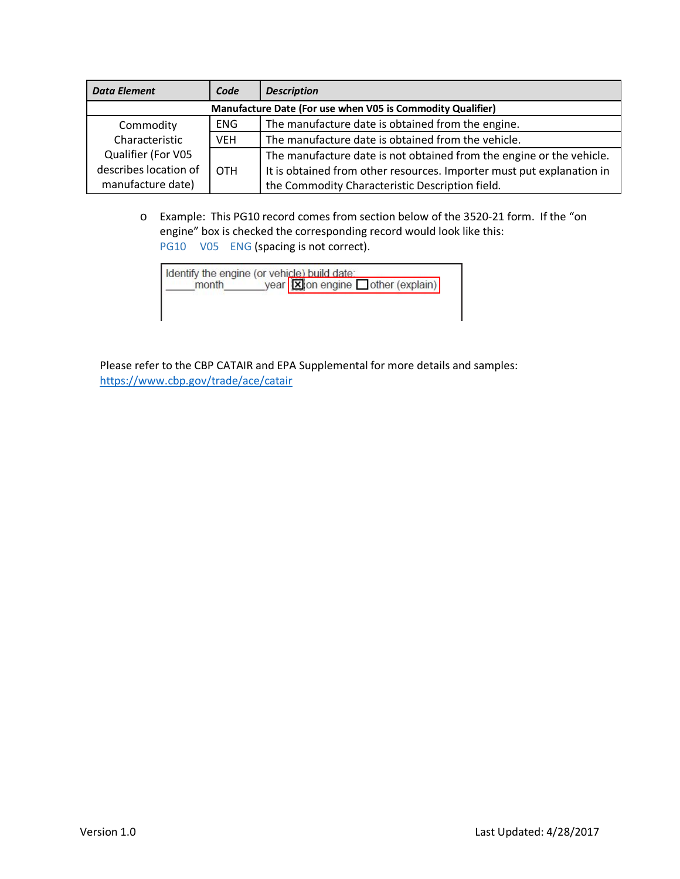| *Data Element* | *Code* | *Description* |
|---|---|---|
| **Manufacture Date (For use when V05 is Commodity Qualifier)** | | |
| Commodity Characteristic Qualifier (For V05 describes location of manufacture date) | ENG | The manufacture date is obtained from the engine. |
| | VEH | The manufacture date is obtained from the vehicle. |
| | OTH | The manufacture date is not obtained from the engine or the vehicle. It is obtained from other resources. Importer must put explanation in the Commodity Characteristic Description field. |

- Example: This PG10 record comes from section below of the 3520-21 form. If the "on engine" box is checked the corresponding record would look like this:
  PG10 V05 ENG (spacing is not correct).

Identify the engine (or vehicle) build date:
_____month_______year ☒ on engine ☐ other (explain)

Please refer to the CBP CATAIR and EPA Supplemental for more details and samples:
https://www.cbp.gov/trade/ace/catair

Version 1.0 Last Updated: 4/28/2017